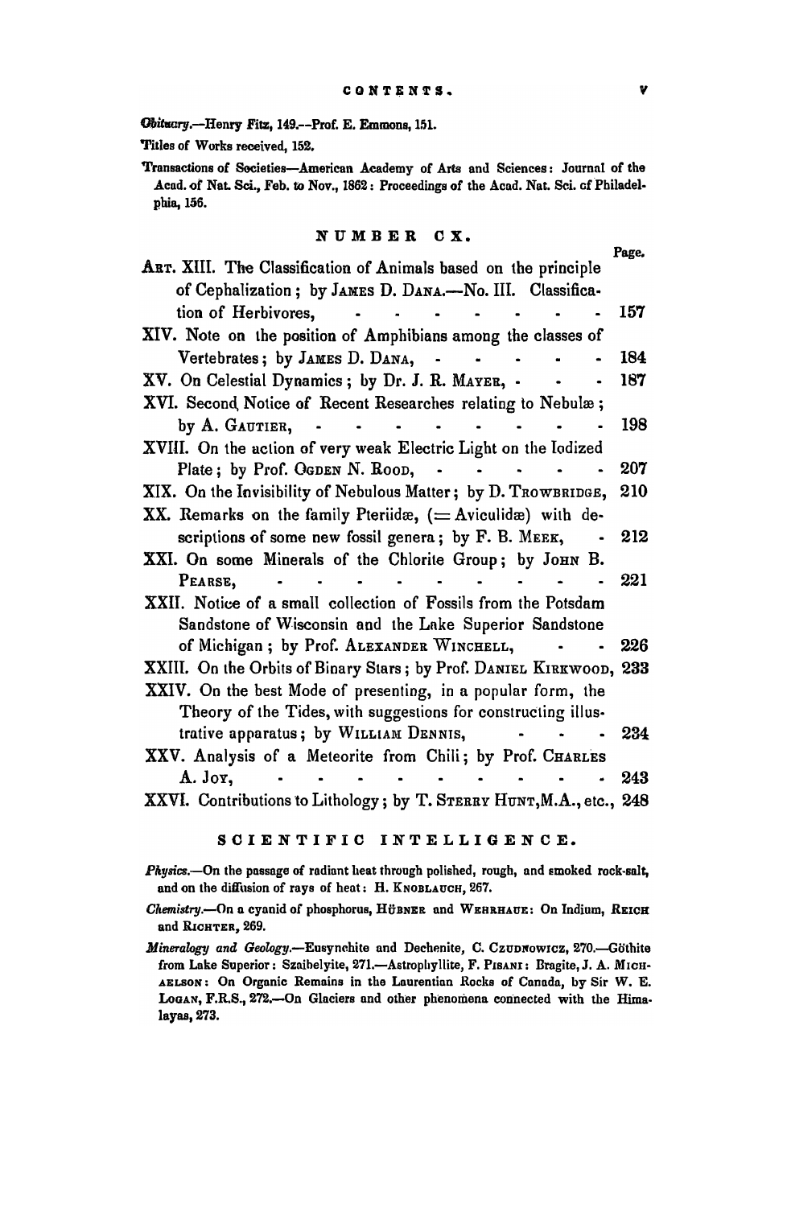*Obituary*.—Henry Fitz, 149.—Prof. E. Emmons, 151.

Titles of Works received, 152.

Transactions of Societies—American Academy of Arts and Sciences: Journal of the Acad. of Nat. Sci., Feb. to Nov., 1862: Proceedings of the Acad. Nat. Sci. of Philadelphia, 156.

## NUMBER CX.

| | Page. |
|---|---|
| ART. XIII. The Classification of Animals based on the principle of Cephalization; by JAMES D. DANA.—No. III. Classification of Herbivores, | 157 |
| XIV. Note on the position of Amphibians among the classes of Vertebrates; by JAMES D. DANA, | 184 |
| XV. On Celestial Dynamics; by Dr. J. R. MAYER, | 187 |
| XVI. Second Notice of Recent Researches relating to Nebulæ; by A. GAUTIER, | 198 |
| XVIII. On the action of very weak Electric Light on the Iodized Plate; by Prof. OGDEN N. ROOD, | 207 |
| XIX. On the Invisibility of Nebulous Matter; by D. TROWBRIDGE, | 210 |
| XX. Remarks on the family Pteriidæ, (= Aviculidæ) with descriptions of some new fossil genera; by F. B. MEEK, | 212 |
| XXI. On some Minerals of the Chlorite Group; by JOHN B. PEARSE, | 221 |
| XXII. Notice of a small collection of Fossils from the Potsdam Sandstone of Wisconsin and the Lake Superior Sandstone of Michigan; by Prof. ALEXANDER WINCHELL, | 226 |
| XXIII. On the Orbits of Binary Stars; by Prof. DANIEL KIRKWOOD, | 233 |
| XXIV. On the best Mode of presenting, in a popular form, the Theory of the Tides, with suggestions for constructing illustrative apparatus; by WILLIAM DENNIS, | 234 |
| XXV. Analysis of a Meteorite from Chili; by Prof. CHARLES A. JOY, | 243 |
| XXVI. Contributions to Lithology; by T. STERRY HUNT, M.A., etc., | 248 |

## SCIENTIFIC INTELLIGENCE.

*Physics*.—On the passage of radiant heat through polished, rough, and smoked rock-salt, and on the diffusion of rays of heat: H. KNOBLAUCH, 267.

*Chemistry*.—On a cyanid of phosphorus, HÜBNER and WEHRHAUE: On Indium, REICH and RICHTER, 269.

*Mineralogy and Geology*.—Eusynchite and Dechenite, C. CZUDNOWICZ, 270.—Göthite from Lake Superior: Szaibelyite, 271.—Astrophyllite, F. PISANI: Bragite, J. A. MICHAELSON: On Organic Remains in the Laurentian Rocks of Canada, by Sir W. E. LOGAN, F.R.S., 272.—On Glaciers and other phenomena connected with the Himalayas, 273.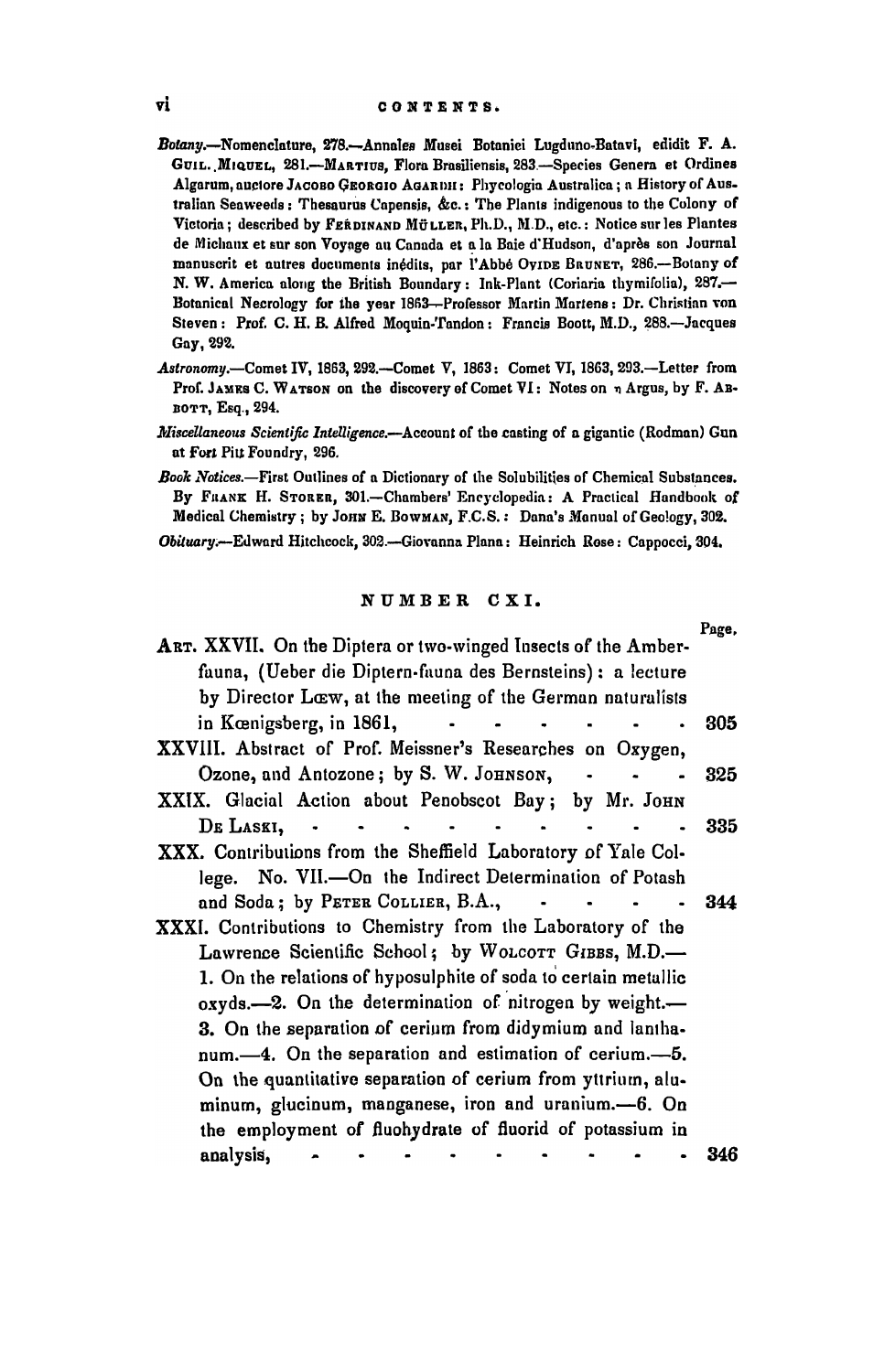*Botany.*—Nomenclature, 278.—Annales Musei Botanici Lugduno-Batavi, edidit F. A. Guil. Miquel, 281.—Martius, Flora Brasiliensis, 283.—Species Genera et Ordines Algarum, auctore Jacobo Georgio Agardh: Phycologia Australica; a History of Australian Seaweeds: Thesaurus Capensis, &c.: The Plants indigenous to the Colony of Victoria; described by Ferdinand Müller, Ph.D., M.D., etc.: Notice sur les Plantes de Michaux et sur son Voyage au Canada et a la Baie d'Hudson, d'après son Journal manuscrit et autres documents inédits, par l'Abbé Ovide Brunet, 286.—Botany of N. W. America along the British Boundary: Ink-Plant (Coriaria thymifolia), 287.—Botanical Necrology for the year 1863—Professor Martin Martens: Dr. Christian von Steven: Prof. C. H. B. Alfred Moquin-Tandon: Francis Boott, M.D., 288.—Jacques Gay, 292.

*Astronomy.*—Comet IV, 1863, 292.—Comet V, 1863: Comet VI, 1863, 293.—Letter from Prof. James C. Watson on the discovery of Comet VI: Notes on η Argus, by F. Abbott, Esq., 294.

*Miscellaneous Scientific Intelligence.*—Account of the casting of a gigantic (Rodman) Gun at Fort Pitt Foundry, 296.

*Book Notices.*—First Outlines of a Dictionary of the Solubilities of Chemical Substances. By Frank H. Storer, 301.—Chambers' Encyclopedia: A Practical Handbook of Medical Chemistry; by John E. Bowman, F.C.S.: Dana's Manual of Geology, 302.

*Obituary.*—Edward Hitchcock, 302.—Giovanna Plana: Heinrich Rose: Cappocci, 304.

## NUMBER CXI.

| | Page. |
|---|---|
| Art. XXVII. On the Diptera or two-winged Insects of the Amber-fauna, (Ueber die Diptern-fauna des Bernsteins): a lecture by Director Lœw, at the meeting of the German naturalists in Kœnigsberg, in 1861, | 305 |
| XXVIII. Abstract of Prof. Meissner's Researches on Oxygen, Ozone, and Antozone; by S. W. Johnson, | 325 |
| XXIX. Glacial Action about Penobscot Bay; by Mr. John De Laski, | 335 |
| XXX. Contributions from the Sheffield Laboratory of Yale College. No. VII.—On the Indirect Determination of Potash and Soda; by Peter Collier, B.A., | 344 |
| XXXI. Contributions to Chemistry from the Laboratory of the Lawrence Scientific School; by Wolcott Gibbs, M.D.—1. On the relations of hyposulphite of soda to certain metallic oxyds.—2. On the determination of nitrogen by weight.—3. On the separation of cerium from didymium and lanthanum.—4. On the separation and estimation of cerium.—5. On the quantitative separation of cerium from yttrium, aluminum, glucinum, manganese, iron and uranium.—6. On the employment of fluohydrate of fluorid of potassium in analysis, | 346 |